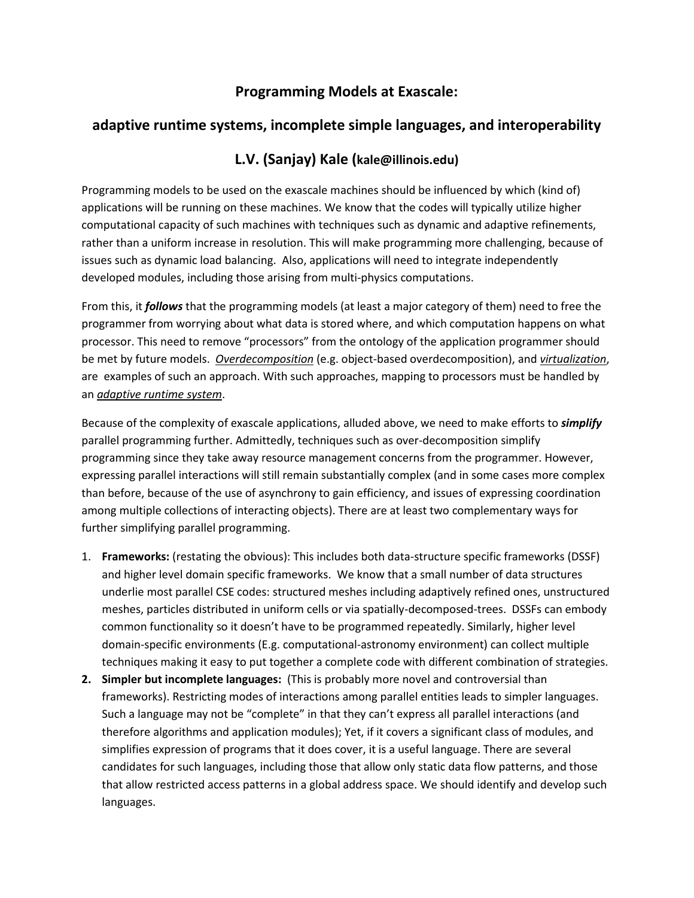# Programming Models at Exascale:

## adaptive runtime systems, incomplete simple languages, and interoperability

### L.V. (Sanjay) Kale (kale@illinois.edu)

Programming models to be used on the exascale machines should be influenced by which (kind of) applications will be running on these machines. We know that the codes will typically utilize higher computational capacity of such machines with techniques such as dynamic and adaptive refinements, rather than a uniform increase in resolution. This will make programming more challenging, because of issues such as dynamic load balancing. Also, applications will need to integrate independently developed modules, including those arising from multi-physics computations.

From this, it ***follows*** that the programming models (at least a major category of them) need to free the programmer from worrying about what data is stored where, and which computation happens on what processor. This need to remove "processors" from the ontology of the application programmer should be met by future models. <u>*Overdecomposition*</u> (e.g. object-based overdecomposition), and <u>*virtualization*</u>, are examples of such an approach. With such approaches, mapping to processors must be handled by an <u>*adaptive runtime system*</u>.

Because of the complexity of exascale applications, alluded above, we need to make efforts to ***simplify*** parallel programming further. Admittedly, techniques such as over-decomposition simplify programming since they take away resource management concerns from the programmer. However, expressing parallel interactions will still remain substantially complex (and in some cases more complex than before, because of the use of asynchrony to gain efficiency, and issues of expressing coordination among multiple collections of interacting objects). There are at least two complementary ways for further simplifying parallel programming.

1. **Frameworks:** (restating the obvious): This includes both data-structure specific frameworks (DSSF) and higher level domain specific frameworks. We know that a small number of data structures underlie most parallel CSE codes: structured meshes including adaptively refined ones, unstructured meshes, particles distributed in uniform cells or via spatially-decomposed-trees. DSSFs can embody common functionality so it doesn't have to be programmed repeatedly. Similarly, higher level domain-specific environments (E.g. computational-astronomy environment) can collect multiple techniques making it easy to put together a complete code with different combination of strategies.
2. **Simpler but incomplete languages:** (This is probably more novel and controversial than frameworks). Restricting modes of interactions among parallel entities leads to simpler languages. Such a language may not be "complete" in that they can't express all parallel interactions (and therefore algorithms and application modules); Yet, if it covers a significant class of modules, and simplifies expression of programs that it does cover, it is a useful language. There are several candidates for such languages, including those that allow only static data flow patterns, and those that allow restricted access patterns in a global address space. We should identify and develop such languages.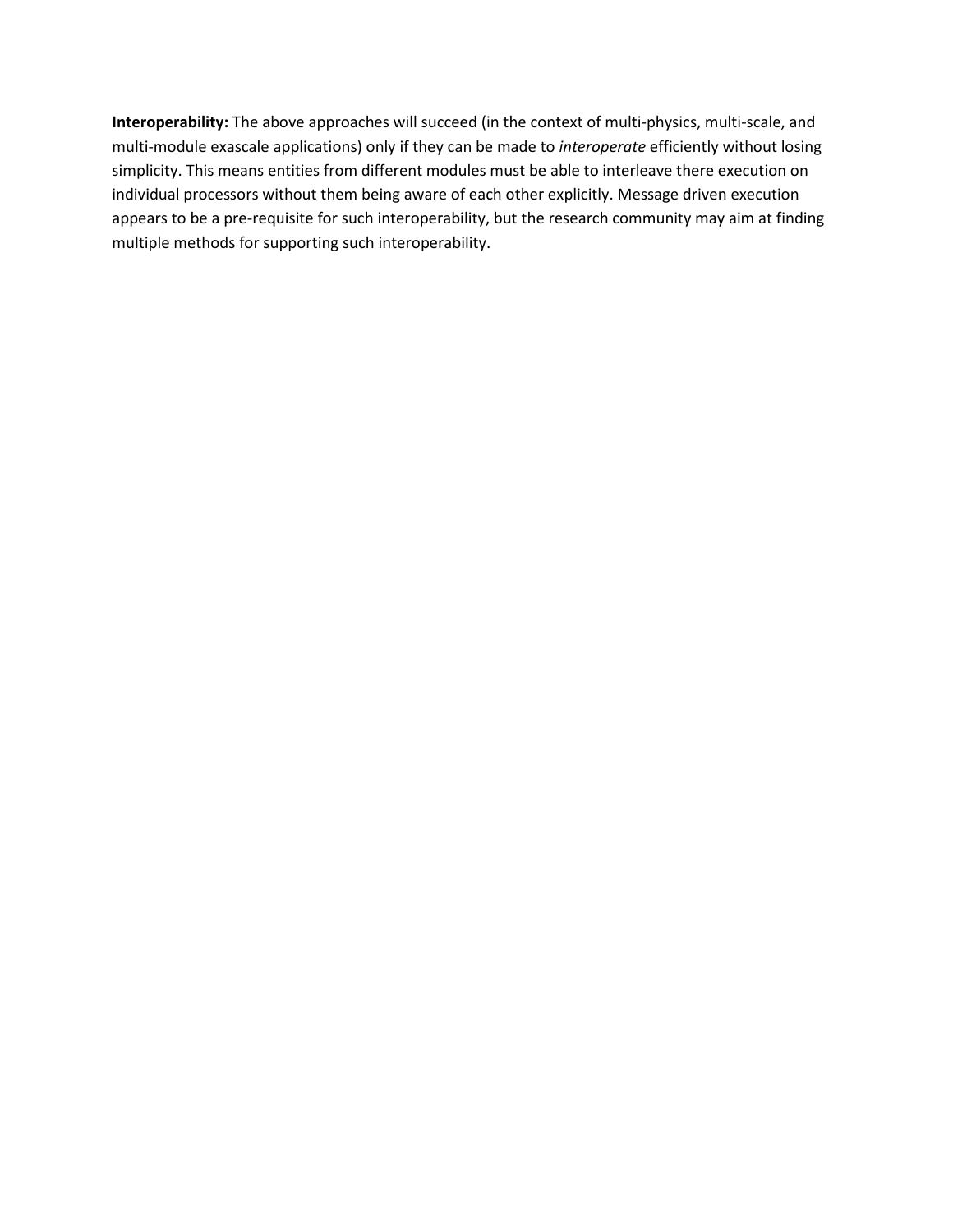**Interoperability:** The above approaches will succeed (in the context of multi-physics, multi-scale, and multi-module exascale applications) only if they can be made to *interoperate* efficiently without losing simplicity. This means entities from different modules must be able to interleave there execution on individual processors without them being aware of each other explicitly. Message driven execution appears to be a pre-requisite for such interoperability, but the research community may aim at finding multiple methods for supporting such interoperability.